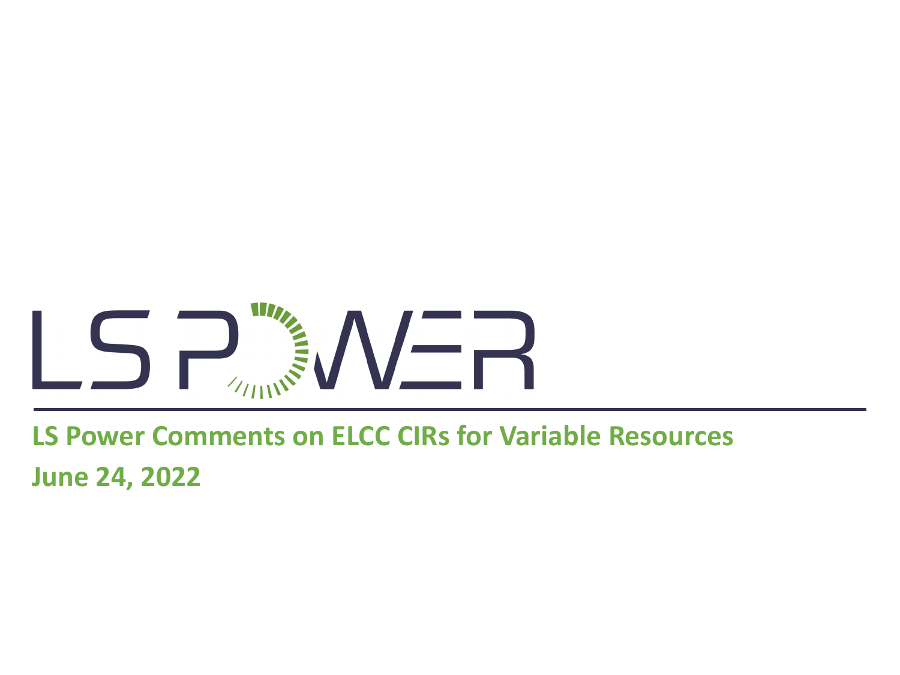LS POWER

# LS Power Comments on ELCC CIRs for Variable Resources

June 24, 2022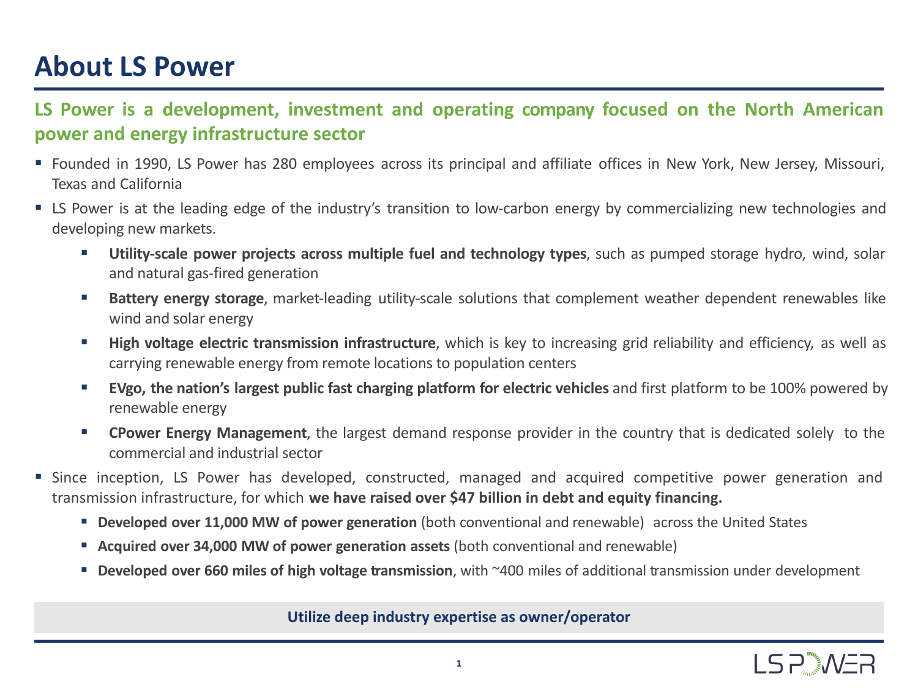# About LS Power

**LS Power is a development, investment and operating company focused on the North American power and energy infrastructure sector**

- Founded in 1990, LS Power has 280 employees across its principal and affiliate offices in New York, New Jersey, Missouri, Texas and California
- LS Power is at the leading edge of the industry's transition to low-carbon energy by commercializing new technologies and developing new markets.
  - **Utility-scale power projects across multiple fuel and technology types**, such as pumped storage hydro, wind, solar and natural gas-fired generation
  - **Battery energy storage**, market-leading utility-scale solutions that complement weather dependent renewables like wind and solar energy
  - **High voltage electric transmission infrastructure**, which is key to increasing grid reliability and efficiency, as well as carrying renewable energy from remote locations to population centers
  - **EVgo, the nation's largest public fast charging platform for electric vehicles** and first platform to be 100% powered by renewable energy
  - **CPower Energy Management**, the largest demand response provider in the country that is dedicated solely to the commercial and industrial sector
- Since inception, LS Power has developed, constructed, managed and acquired competitive power generation and transmission infrastructure, for which **we have raised over $47 billion in debt and equity financing.**
  - **Developed over 11,000 MW of power generation** (both conventional and renewable) across the United States
  - **Acquired over 34,000 MW of power generation assets** (both conventional and renewable)
  - **Developed over 660 miles of high voltage transmission**, with ~400 miles of additional transmission under development

**Utilize deep industry expertise as owner/operator**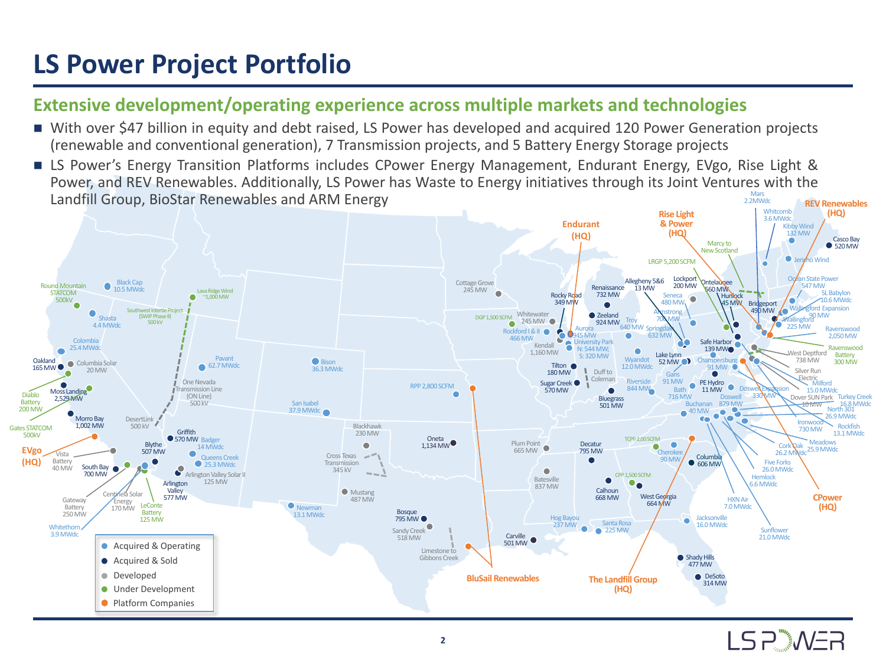# LS Power Project Portfolio

## Extensive development/operating experience across multiple markets and technologies

- With over $47 billion in equity and debt raised, LS Power has developed and acquired 120 Power Generation projects (renewable and conventional generation), 7 Transmission projects, and 5 Battery Energy Storage projects
- LS Power's Energy Transition Platforms includes CPower Energy Management, Endurant Energy, EVgo, Rise Light & Power, and REV Renewables. Additionally, LS Power has Waste to Energy initiatives through its Joint Ventures with the Landfill Group, BioStar Renewables and ARM Energy

Round Mountain STATCOM 500kV · Black Cap 10.5 MWdc · Lava Ridge Wind ~1,000 MW · Shasta 4.4 MWdc · Southwest Intertie Project (SWIP Phase II) 500 kV · Colombia 25.4 MWdc · Oakland 165 MW · Columbia Solar 20 MW · Pavant 62.7 MWdc · Bison 36.3 MWdc · Cottage Grove 245 MW · Diablo Battery 200 MW · Moss Landing 2,529 MW · One Nevada Transmission Line (ON Line) 500 kV · San Isabel 37.9 MWdc · RPP 2,800 SCFM · DGP 1,500 SCFM · Whitewater 245 MW · Rockford I & II 466 MW · Kendall 1,160 MW · Rocky Road 349 MW · Aurora 945 MW · University Park N: 544 MW; S: 320 MW · Renaissance 732 MW · Zeeland 924 MW · Allegheny 5&6 13 MW · Troy 640 MW · Springdale 632 MW · Wyandot 12.0 MWdc · Tilton 180 MW · Duff to Coleman · Sugar Creek 570 MW · Bluegrass 501 MW · Riverside 844 MW · Gates STATCOM 500kV · Morro Bay 1,002 MW · DesertLink 500 kV · Griffith 570 MW · Badger 14 MWdc · Blythe 507 MW · Queens Creek 25.3 MWdc · Arlington Valley Solar II 125 MW · Arlington Valley 577 MW · Blackhawk 230 MW · Cross Texas Transmission 345 kV · Oneta 1,134 MW · Plum Point 665 MW · Decatur 795 MW · TCPP 2,00 SCFM · Cherokee 90 MW · Columbia 606 MW · EVgo (HQ) · Vista Battery 40 MW · South Bay 700 MW · Gateway Battery 250 MW · Centinela Solar Energy 170 MW · LeConte Battery 125 MW · Whitethorn 3.9 MWdc · Newman 13.1 MWdc · Mustang 487 MW · Bosque 795 MW · Sandy Creek 518 MW · Limestone to Gibbons Creek · Batesville 837 MW · Calhoun 668 MW · CPP 1,500 SCFM · West Georgia 664 MW · Hog Bayou 237 MW · Santa Rosa 225 MW · Carville 501 MW · Jacksonville 16.0 MWdc · Shady Hills 477 MW · DeSoto 314 MW · BluSail Renewables · The Landfill Group (HQ) · Endurant (HQ) · Rise Light & Power (HQ) · REV Renewables (HQ) · CPower (HQ) · LRGP 5,200 SCFM · Lockport 200 MW · Seneca 480 MW · Armstrong 706 MW · Marcy to New Scotland · Ontelaunee 560 MW · Hunlock 45 MW · Bridgeport 490 MW · Mars 2.2MWdc · Whitcomb 3.6 MWdc · Kibby Wind 132 MW · Casco Bay 520 MW · Jericho Wind · Ocean State Power 547 MW · SL Babylon 10.6 MWdc · Wallingford Expansion 90 MW · Wallingford 225 MW · Ravenswood 2,050 MW · Ravenswood Battery 300 MW · Safe Harbor 139 MW · Lake Lynn 52 MW · Chambersburg 91 MW · Gans 91 MW · Bath 716 MW · PE Hydro 11 MW · West Deptford 738 MW · Silver Run Electric · Milford 15.0 MWdc · Doswell Expansion 330 MW · Doswell 879 MW · Dover SUN Park 10 MW · Turkey Creek 16.8 MWdc · North 301 26.9 MWdc · Buchanan 40 MW · Ironwood 730 MW · Rockfish 13.1 MWdc · Meadows 25.9 MWdc · Cork Oak 26.2 MWdc · Five Forks 26.0 MWdc · Hemlock 6.6 MWdc · HXN Air 7.0 MWdc · Sunflower 21.0 MWdc

- Acquired & Operating
- Acquired & Sold
- Developed
- Under Development
- Platform Companies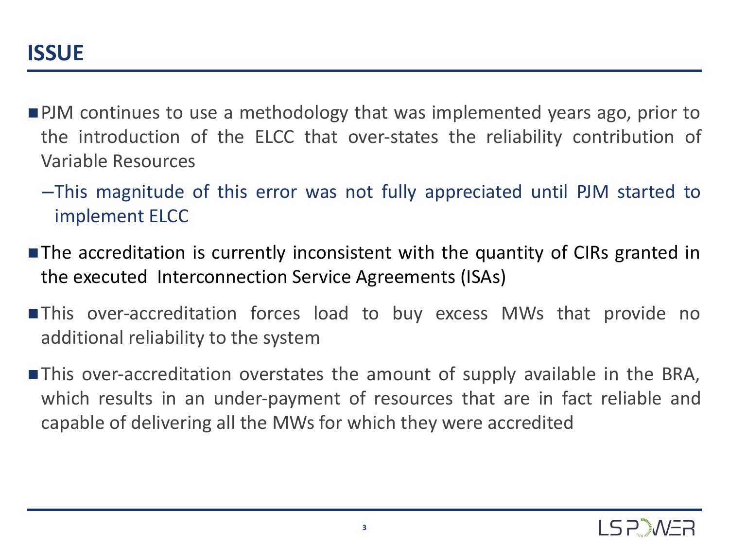# ISSUE

- PJM continues to use a methodology that was implemented years ago, prior to the introduction of the ELCC that over-states the reliability contribution of Variable Resources
  - This magnitude of this error was not fully appreciated until PJM started to implement ELCC
- The accreditation is currently inconsistent with the quantity of CIRs granted in the executed Interconnection Service Agreements (ISAs)
- This over-accreditation forces load to buy excess MWs that provide no additional reliability to the system
- This over-accreditation overstates the amount of supply available in the BRA, which results in an under-payment of resources that are in fact reliable and capable of delivering all the MWs for which they were accredited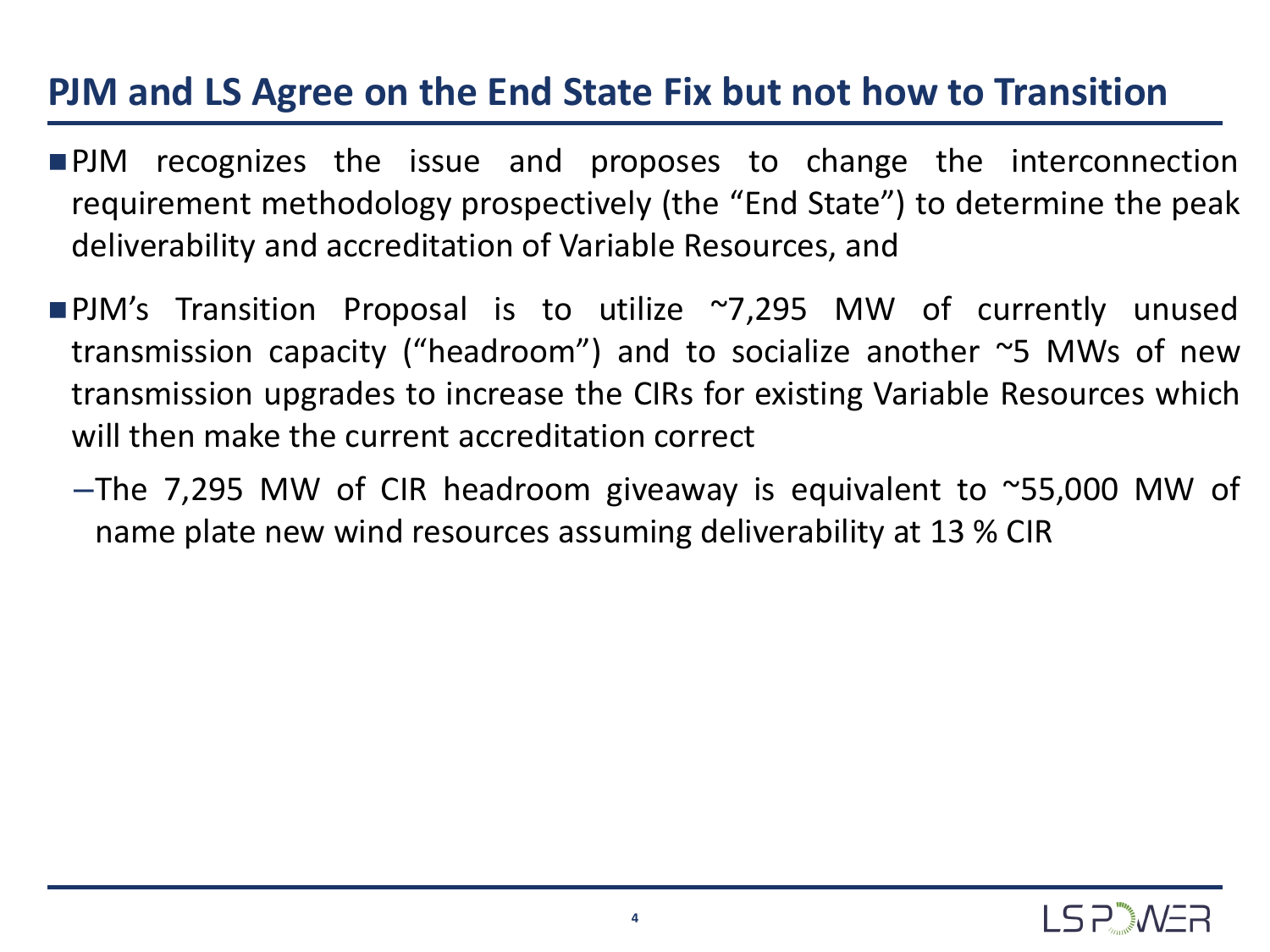# PJM and LS Agree on the End State Fix but not how to Transition

- PJM recognizes the issue and proposes to change the interconnection requirement methodology prospectively (the "End State") to determine the peak deliverability and accreditation of Variable Resources, and
- PJM's Transition Proposal is to utilize ~7,295 MW of currently unused transmission capacity ("headroom") and to socialize another ~5 MWs of new transmission upgrades to increase the CIRs for existing Variable Resources which will then make the current accreditation correct
  - The 7,295 MW of CIR headroom giveaway is equivalent to ~55,000 MW of name plate new wind resources assuming deliverability at 13 % CIR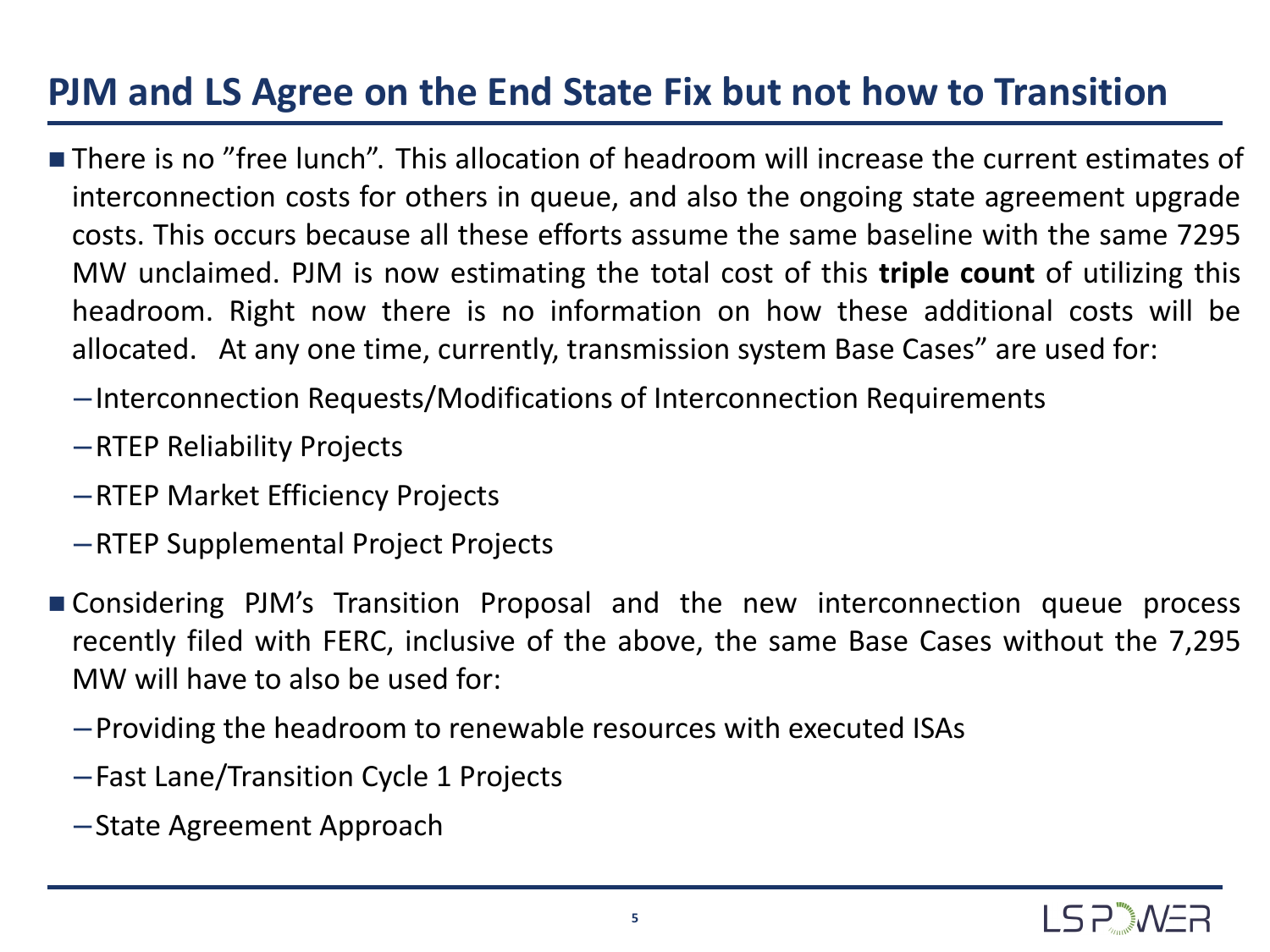# PJM and LS Agree on the End State Fix but not how to Transition

- There is no ”free lunch”. This allocation of headroom will increase the current estimates of interconnection costs for others in queue, and also the ongoing state agreement upgrade costs. This occurs because all these efforts assume the same baseline with the same 7295 MW unclaimed. PJM is now estimating the total cost of this **triple count** of utilizing this headroom. Right now there is no information on how these additional costs will be allocated. At any one time, currently, transmission system Base Cases” are used for:
  - Interconnection Requests/Modifications of Interconnection Requirements
  - RTEP Reliability Projects
  - RTEP Market Efficiency Projects
  - RTEP Supplemental Project Projects
- Considering PJM’s Transition Proposal and the new interconnection queue process recently filed with FERC, inclusive of the above, the same Base Cases without the 7,295 MW will have to also be used for:
  - Providing the headroom to renewable resources with executed ISAs
  - Fast Lane/Transition Cycle 1 Projects
  - State Agreement Approach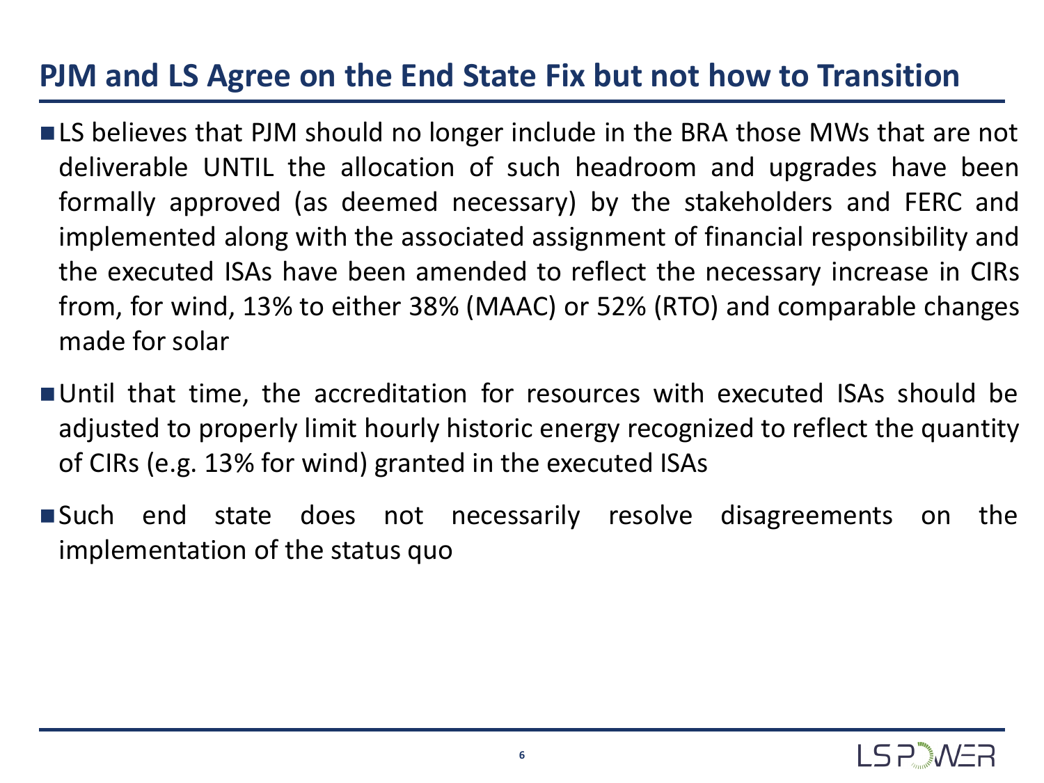# PJM and LS Agree on the End State Fix but not how to Transition

- LS believes that PJM should no longer include in the BRA those MWs that are not deliverable UNTIL the allocation of such headroom and upgrades have been formally approved (as deemed necessary) by the stakeholders and FERC and implemented along with the associated assignment of financial responsibility and the executed ISAs have been amended to reflect the necessary increase in CIRs from, for wind, 13% to either 38% (MAAC) or 52% (RTO) and comparable changes made for solar
- Until that time, the accreditation for resources with executed ISAs should be adjusted to properly limit hourly historic energy recognized to reflect the quantity of CIRs (e.g. 13% for wind) granted in the executed ISAs
- Such end state does not necessarily resolve disagreements on the implementation of the status quo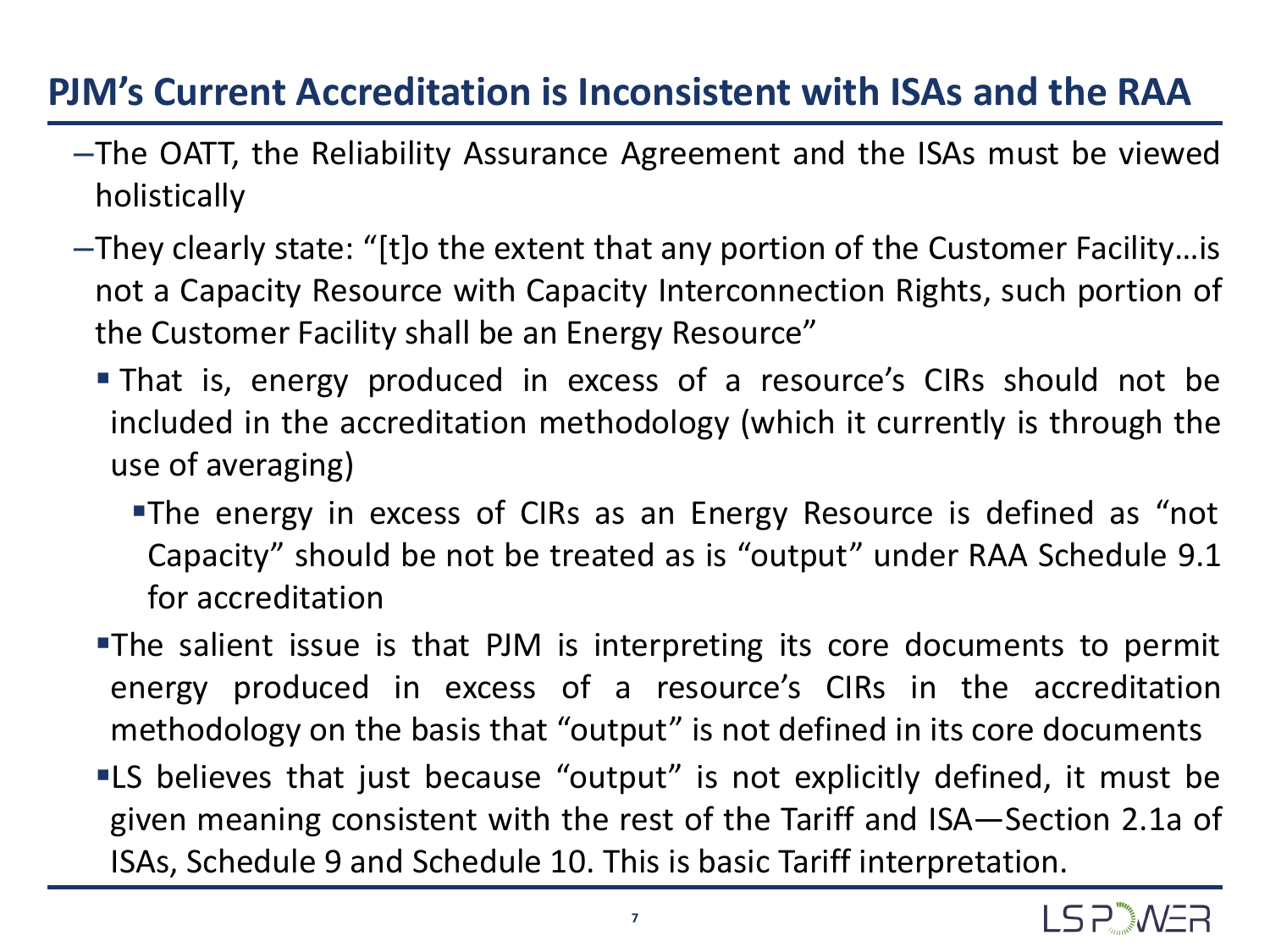# PJM's Current Accreditation is Inconsistent with ISAs and the RAA

- The OATT, the Reliability Assurance Agreement and the ISAs must be viewed holistically
- They clearly state: "[t]o the extent that any portion of the Customer Facility…is not a Capacity Resource with Capacity Interconnection Rights, such portion of the Customer Facility shall be an Energy Resource"
  - That is, energy produced in excess of a resource's CIRs should not be included in the accreditation methodology (which it currently is through the use of averaging)
    - The energy in excess of CIRs as an Energy Resource is defined as "not Capacity" should be not be treated as is "output" under RAA Schedule 9.1 for accreditation
  - The salient issue is that PJM is interpreting its core documents to permit energy produced in excess of a resource's CIRs in the accreditation methodology on the basis that "output" is not defined in its core documents
  - LS believes that just because "output" is not explicitly defined, it must be given meaning consistent with the rest of the Tariff and ISA—Section 2.1a of ISAs, Schedule 9 and Schedule 10. This is basic Tariff interpretation.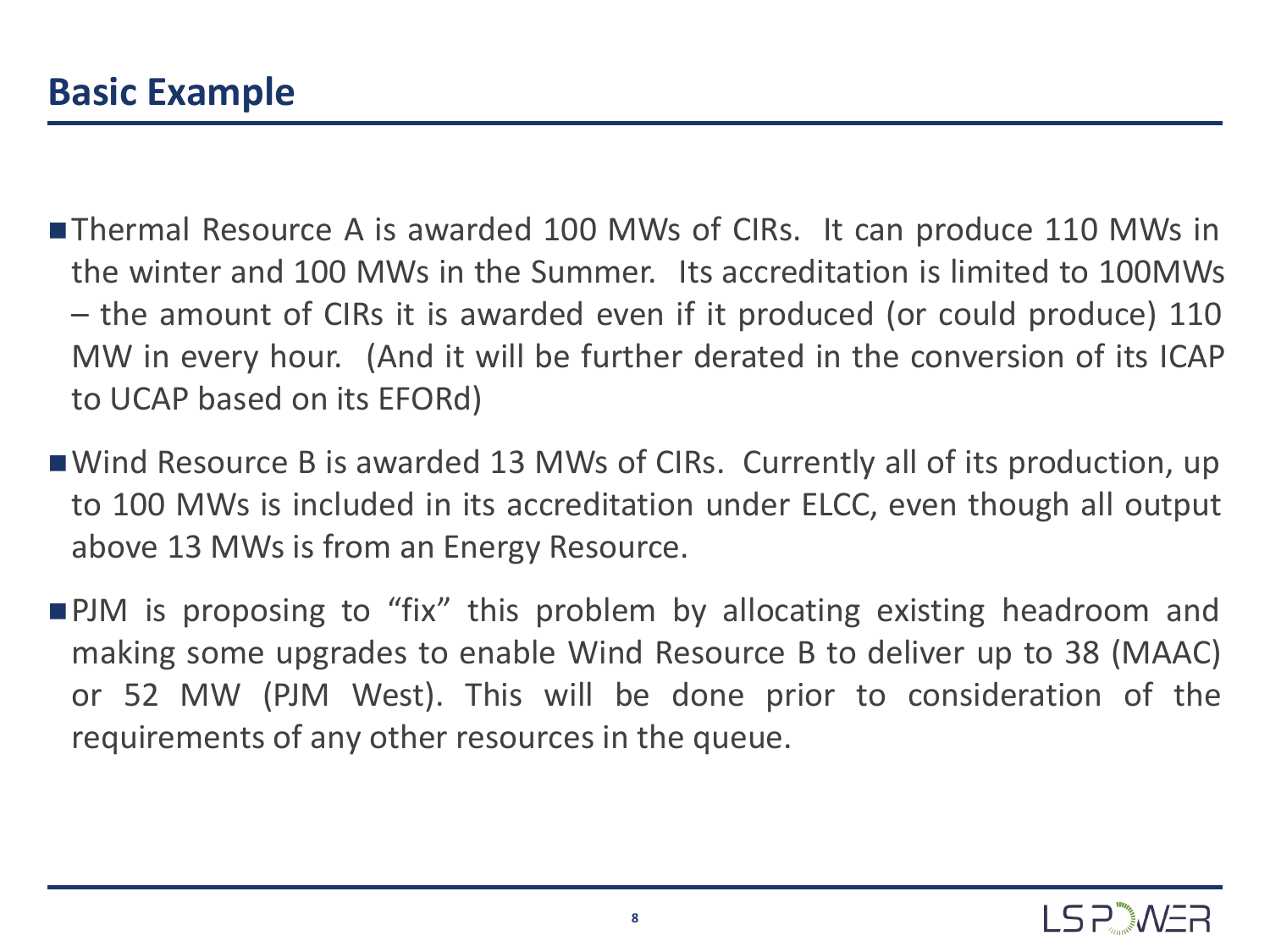# Basic Example

- Thermal Resource A is awarded 100 MWs of CIRs. It can produce 110 MWs in the winter and 100 MWs in the Summer. Its accreditation is limited to 100MWs – the amount of CIRs it is awarded even if it produced (or could produce) 110 MW in every hour. (And it will be further derated in the conversion of its ICAP to UCAP based on its EFORd)
- Wind Resource B is awarded 13 MWs of CIRs. Currently all of its production, up to 100 MWs is included in its accreditation under ELCC, even though all output above 13 MWs is from an Energy Resource.
- PJM is proposing to "fix" this problem by allocating existing headroom and making some upgrades to enable Wind Resource B to deliver up to 38 (MAAC) or 52 MW (PJM West). This will be done prior to consideration of the requirements of any other resources in the queue.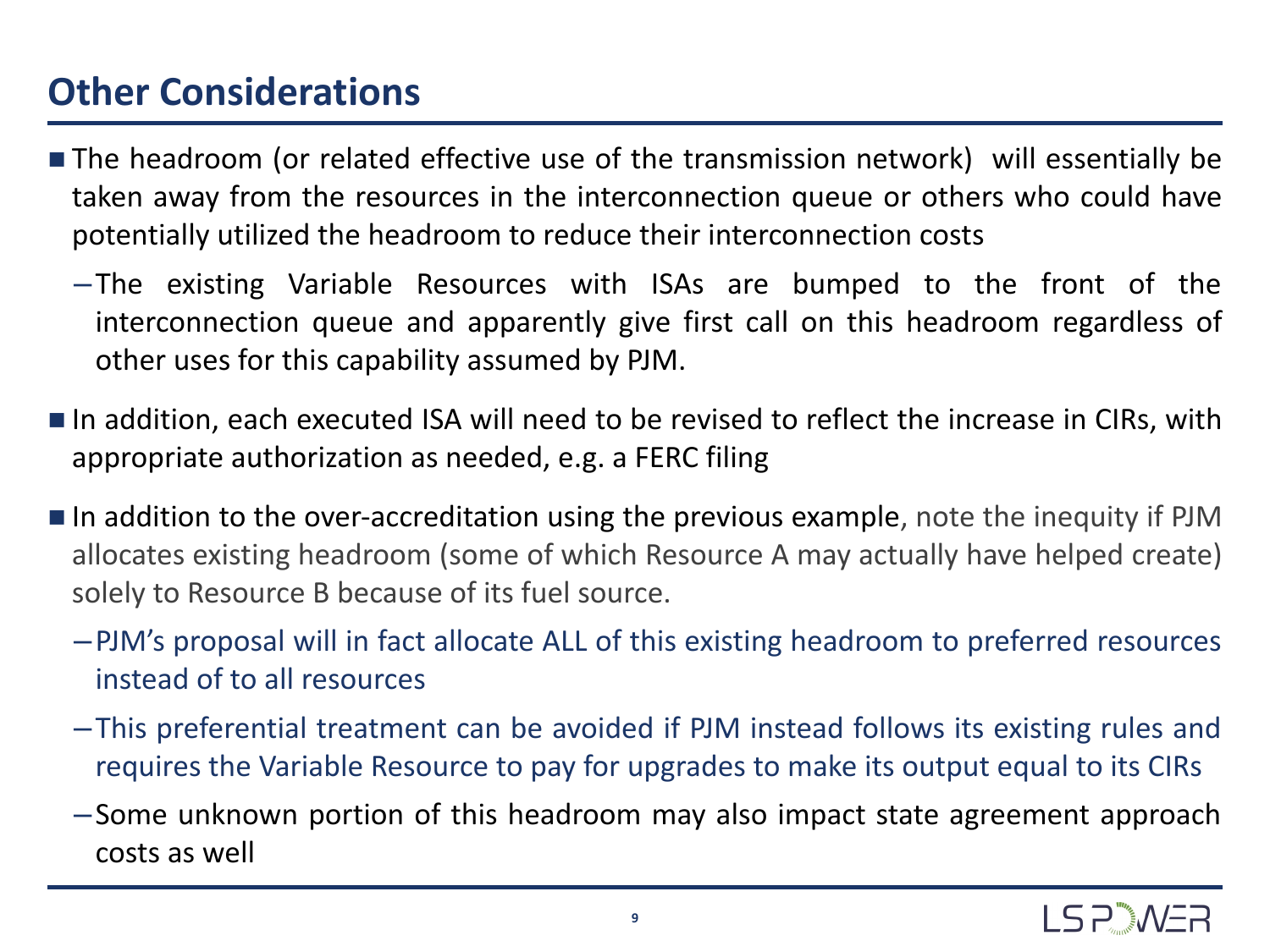# Other Considerations

- The headroom (or related effective use of the transmission network) will essentially be taken away from the resources in the interconnection queue or others who could have potentially utilized the headroom to reduce their interconnection costs
  - The existing Variable Resources with ISAs are bumped to the front of the interconnection queue and apparently give first call on this headroom regardless of other uses for this capability assumed by PJM.
- In addition, each executed ISA will need to be revised to reflect the increase in CIRs, with appropriate authorization as needed, e.g. a FERC filing
- In addition to the over-accreditation using the previous example, note the inequity if PJM allocates existing headroom (some of which Resource A may actually have helped create) solely to Resource B because of its fuel source.
  - PJM's proposal will in fact allocate ALL of this existing headroom to preferred resources instead of to all resources
  - This preferential treatment can be avoided if PJM instead follows its existing rules and requires the Variable Resource to pay for upgrades to make its output equal to its CIRs
  - Some unknown portion of this headroom may also impact state agreement approach costs as well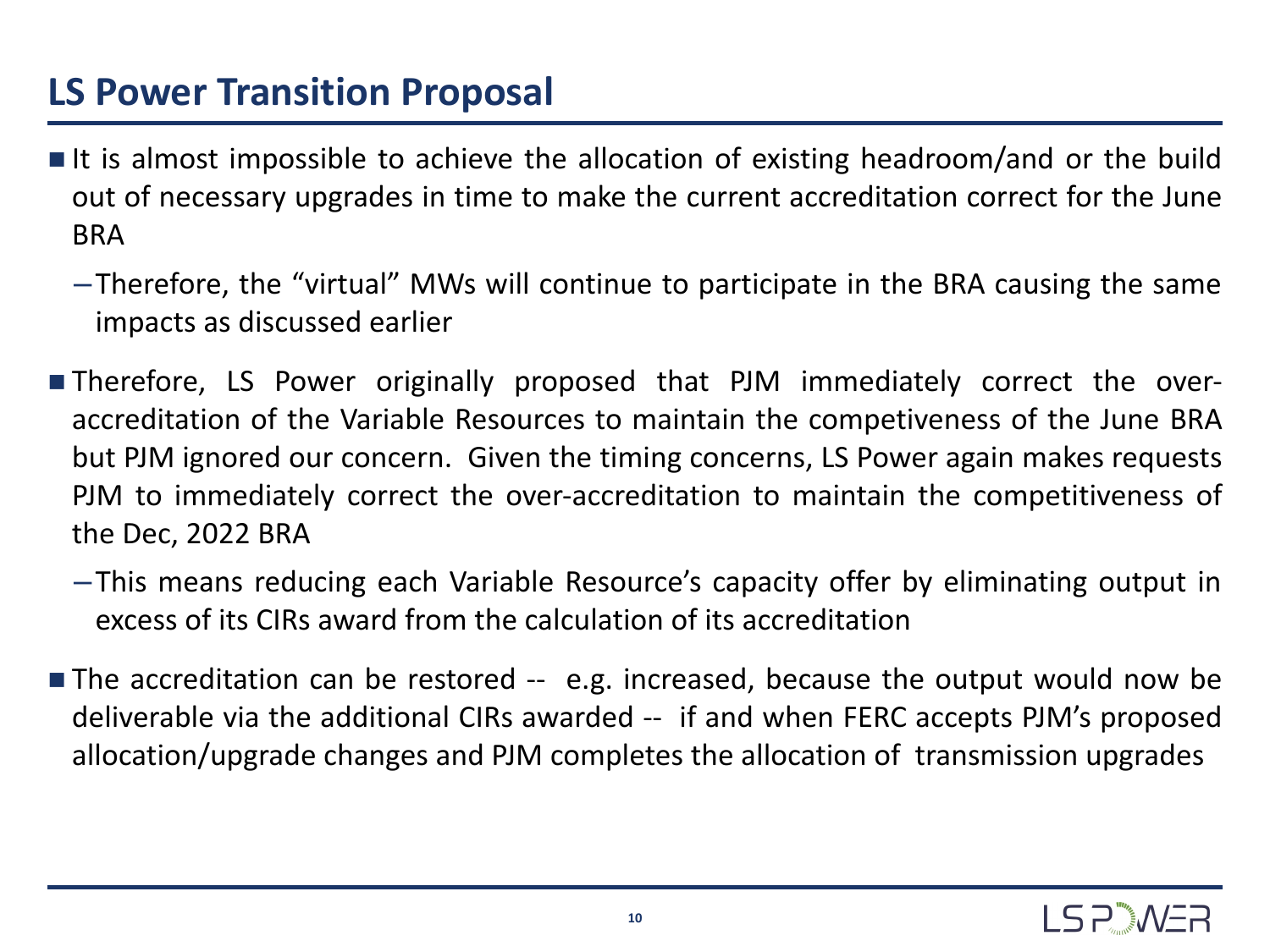# LS Power Transition Proposal

- It is almost impossible to achieve the allocation of existing headroom/and or the build out of necessary upgrades in time to make the current accreditation correct for the June BRA
  - Therefore, the "virtual" MWs will continue to participate in the BRA causing the same impacts as discussed earlier
- Therefore, LS Power originally proposed that PJM immediately correct the over-accreditation of the Variable Resources to maintain the competiveness of the June BRA but PJM ignored our concern. Given the timing concerns, LS Power again makes requests PJM to immediately correct the over-accreditation to maintain the competitiveness of the Dec, 2022 BRA
  - This means reducing each Variable Resource's capacity offer by eliminating output in excess of its CIRs award from the calculation of its accreditation
- The accreditation can be restored -- e.g. increased, because the output would now be deliverable via the additional CIRs awarded -- if and when FERC accepts PJM's proposed allocation/upgrade changes and PJM completes the allocation of transmission upgrades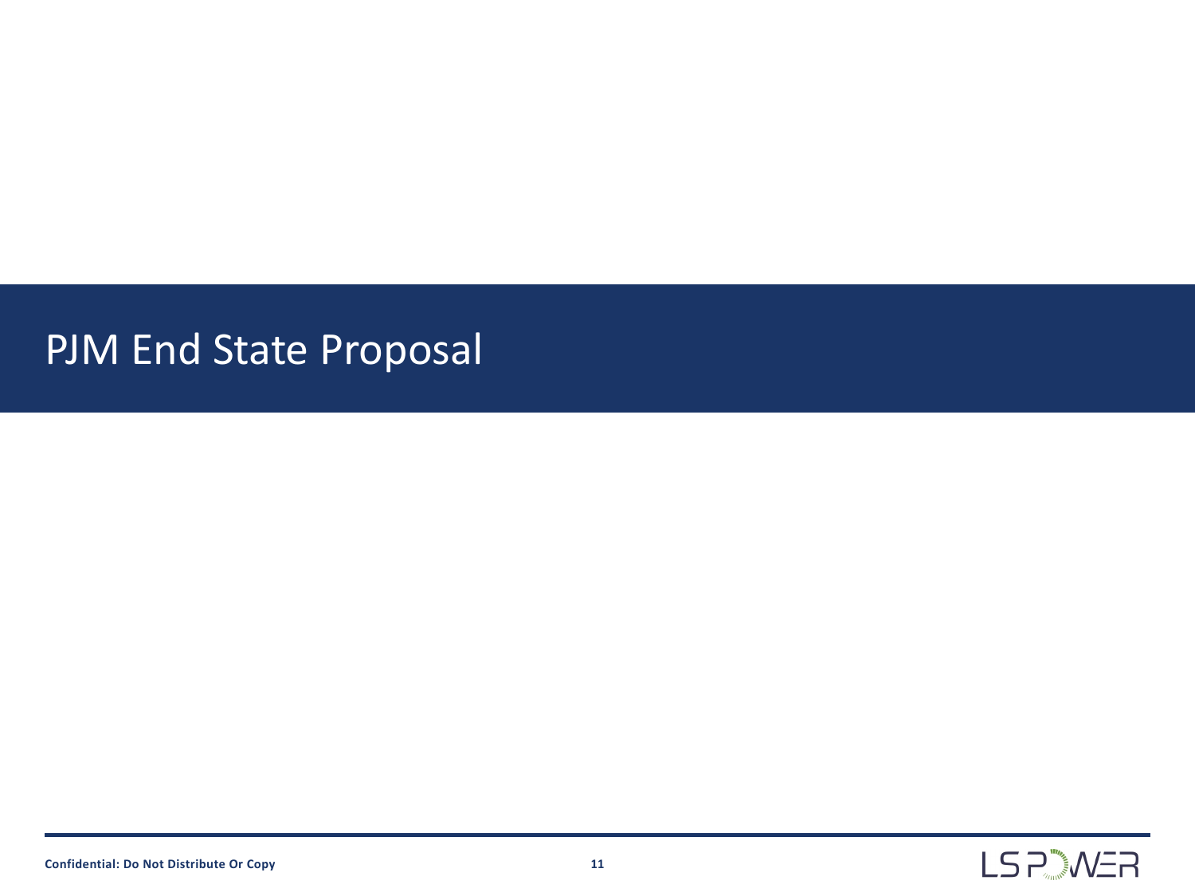# PJM End State Proposal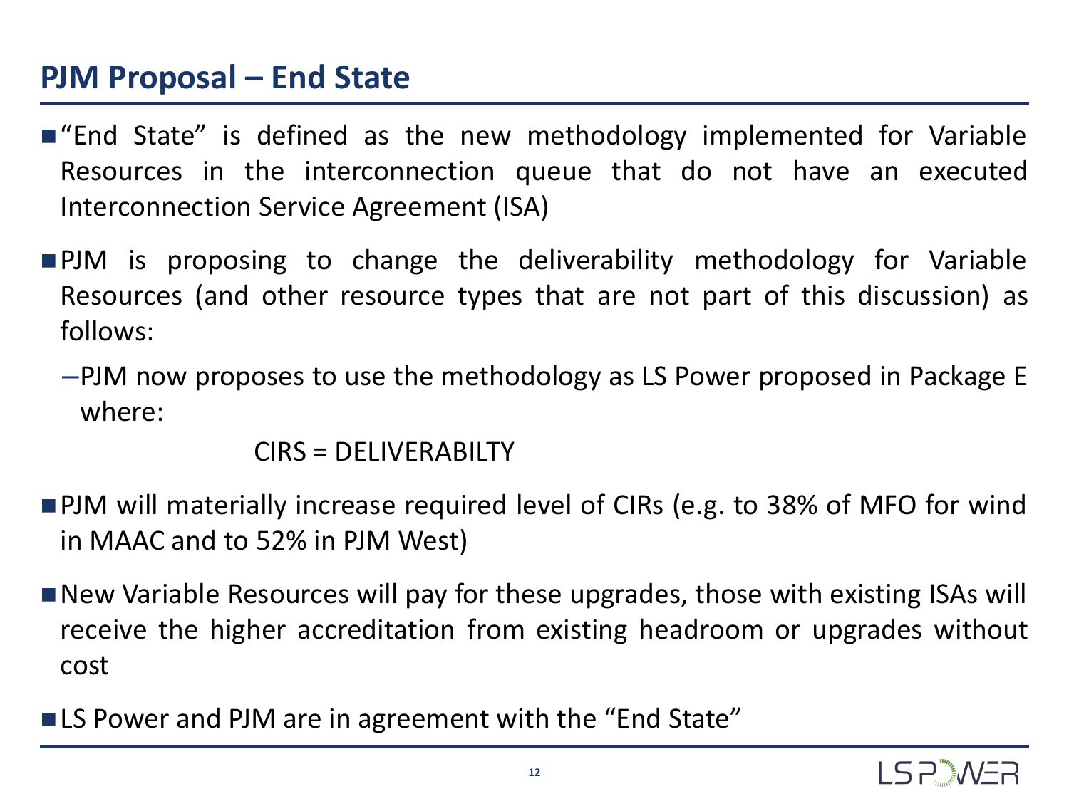# PJM Proposal – End State

- "End State" is defined as the new methodology implemented for Variable Resources in the interconnection queue that do not have an executed Interconnection Service Agreement (ISA)
- PJM is proposing to change the deliverability methodology for Variable Resources (and other resource types that are not part of this discussion) as follows:
  - PJM now proposes to use the methodology as LS Power proposed in Package E where:

    CIRS = DELIVERABILTY
- PJM will materially increase required level of CIRs (e.g. to 38% of MFO for wind in MAAC and to 52% in PJM West)
- New Variable Resources will pay for these upgrades, those with existing ISAs will receive the higher accreditation from existing headroom or upgrades without cost
- LS Power and PJM are in agreement with the "End State"